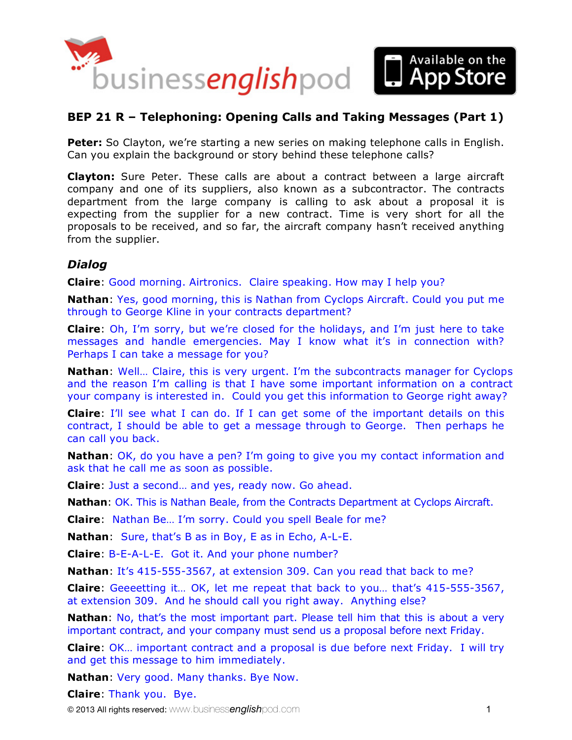# BEP 21 R – Telephoning: Opening Calls and Taking Messages (Part 1)

**Peter:** So Clayton, we're starting a new series on making telephone calls in English. Can you explain the background or story behind these telephone calls?

**Clayton:** Sure Peter. These calls are about a contract between a large aircraft company and one of its suppliers, also known as a subcontractor. The contracts department from the large company is calling to ask about a proposal it is expecting from the supplier for a new contract. Time is very short for all the proposals to be received, and so far, the aircraft company hasn't received anything from the supplier.

## *Dialog*

**Claire**: Good morning. Airtronics. Claire speaking. How may I help you?

**Nathan**: Yes, good morning, this is Nathan from Cyclops Aircraft. Could you put me through to George Kline in your contracts department?

**Claire**: Oh, I'm sorry, but we're closed for the holidays, and I'm just here to take messages and handle emergencies. May I know what it's in connection with? Perhaps I can take a message for you?

**Nathan**: Well… Claire, this is very urgent. I'm the subcontracts manager for Cyclops and the reason I'm calling is that I have some important information on a contract your company is interested in. Could you get this information to George right away?

**Claire**: I'll see what I can do. If I can get some of the important details on this contract, I should be able to get a message through to George. Then perhaps he can call you back.

**Nathan**: OK, do you have a pen? I'm going to give you my contact information and ask that he call me as soon as possible.

**Claire**: Just a second… and yes, ready now. Go ahead.

**Nathan**: OK. This is Nathan Beale, from the Contracts Department at Cyclops Aircraft.

**Claire**: Nathan Be… I'm sorry. Could you spell Beale for me?

**Nathan**: Sure, that's B as in Boy, E as in Echo, A-L-E.

**Claire**: B-E-A-L-E. Got it. And your phone number?

**Nathan**: It's 415-555-3567, at extension 309. Can you read that back to me?

**Claire**: Geeeetting it… OK, let me repeat that back to you… that's 415-555-3567, at extension 309. And he should call you right away. Anything else?

**Nathan**: No, that's the most important part. Please tell him that this is about a very important contract, and your company must send us a proposal before next Friday.

**Claire**: OK… important contract and a proposal is due before next Friday. I will try and get this message to him immediately.

**Nathan**: Very good. Many thanks. Bye Now.

**Claire**: Thank you. Bye.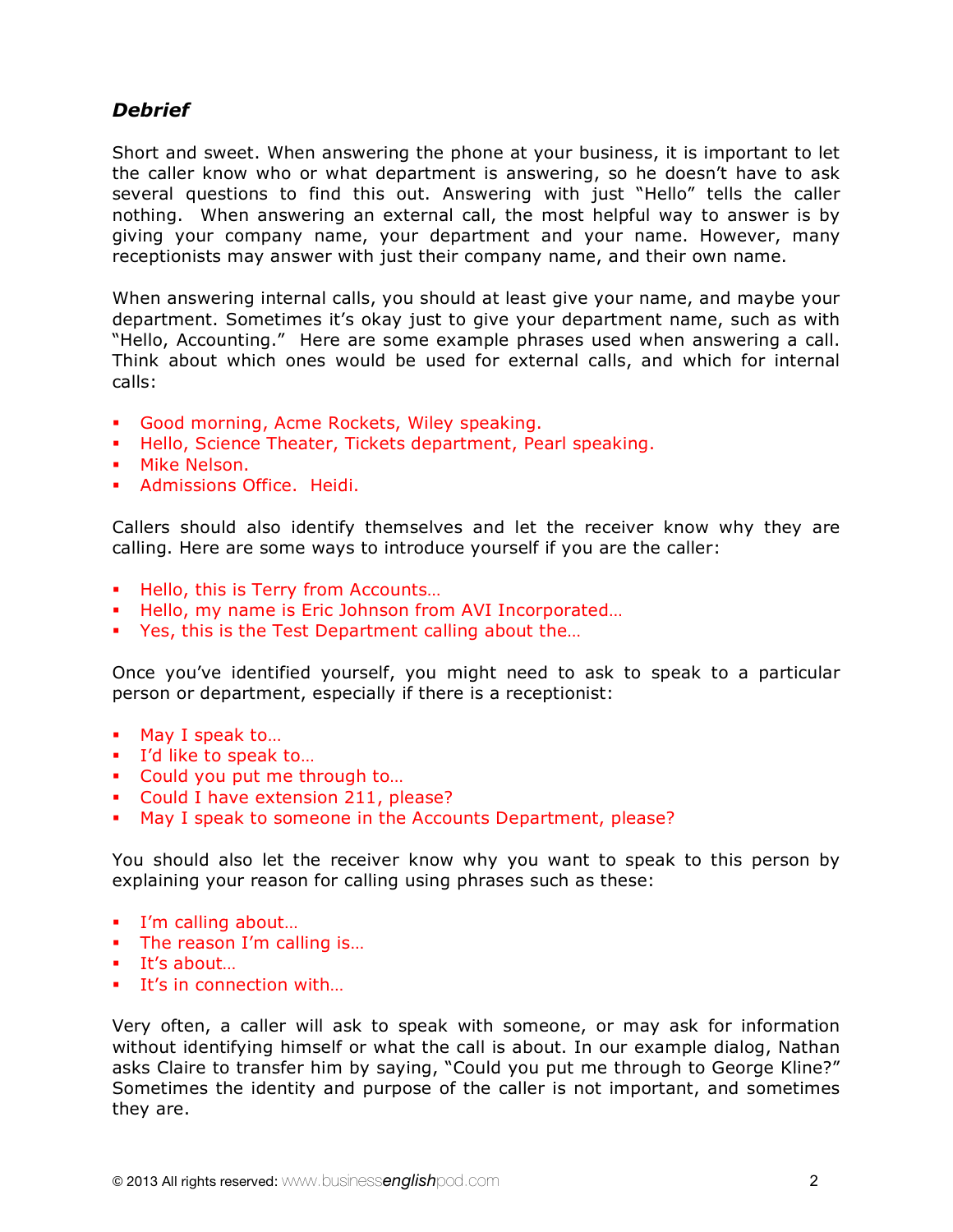## *Debrief*

Short and sweet. When answering the phone at your business, it is important to let the caller know who or what department is answering, so he doesn't have to ask several questions to find this out. Answering with just "Hello" tells the caller nothing. When answering an external call, the most helpful way to answer is by giving your company name, your department and your name. However, many receptionists may answer with just their company name, and their own name.

When answering internal calls, you should at least give your name, and maybe your department. Sometimes it's okay just to give your department name, such as with "Hello, Accounting." Here are some example phrases used when answering a call. Think about which ones would be used for external calls, and which for internal calls:

- Good morning, Acme Rockets, Wiley speaking.
- Hello, Science Theater, Tickets department, Pearl speaking.
- Mike Nelson.
- Admissions Office. Heidi.

Callers should also identify themselves and let the receiver know why they are calling. Here are some ways to introduce yourself if you are the caller:

- Hello, this is Terry from Accounts…
- Hello, my name is Eric Johnson from AVI Incorporated…
- Yes, this is the Test Department calling about the…

Once you've identified yourself, you might need to ask to speak to a particular person or department, especially if there is a receptionist:

- May I speak to…
- I'd like to speak to…
- Could you put me through to…
- Could I have extension 211, please?
- May I speak to someone in the Accounts Department, please?

You should also let the receiver know why you want to speak to this person by explaining your reason for calling using phrases such as these:

- I'm calling about…
- The reason I'm calling is…
- It's about…
- It's in connection with…

Very often, a caller will ask to speak with someone, or may ask for information without identifying himself or what the call is about. In our example dialog, Nathan asks Claire to transfer him by saying, "Could you put me through to George Kline?" Sometimes the identity and purpose of the caller is not important, and sometimes they are.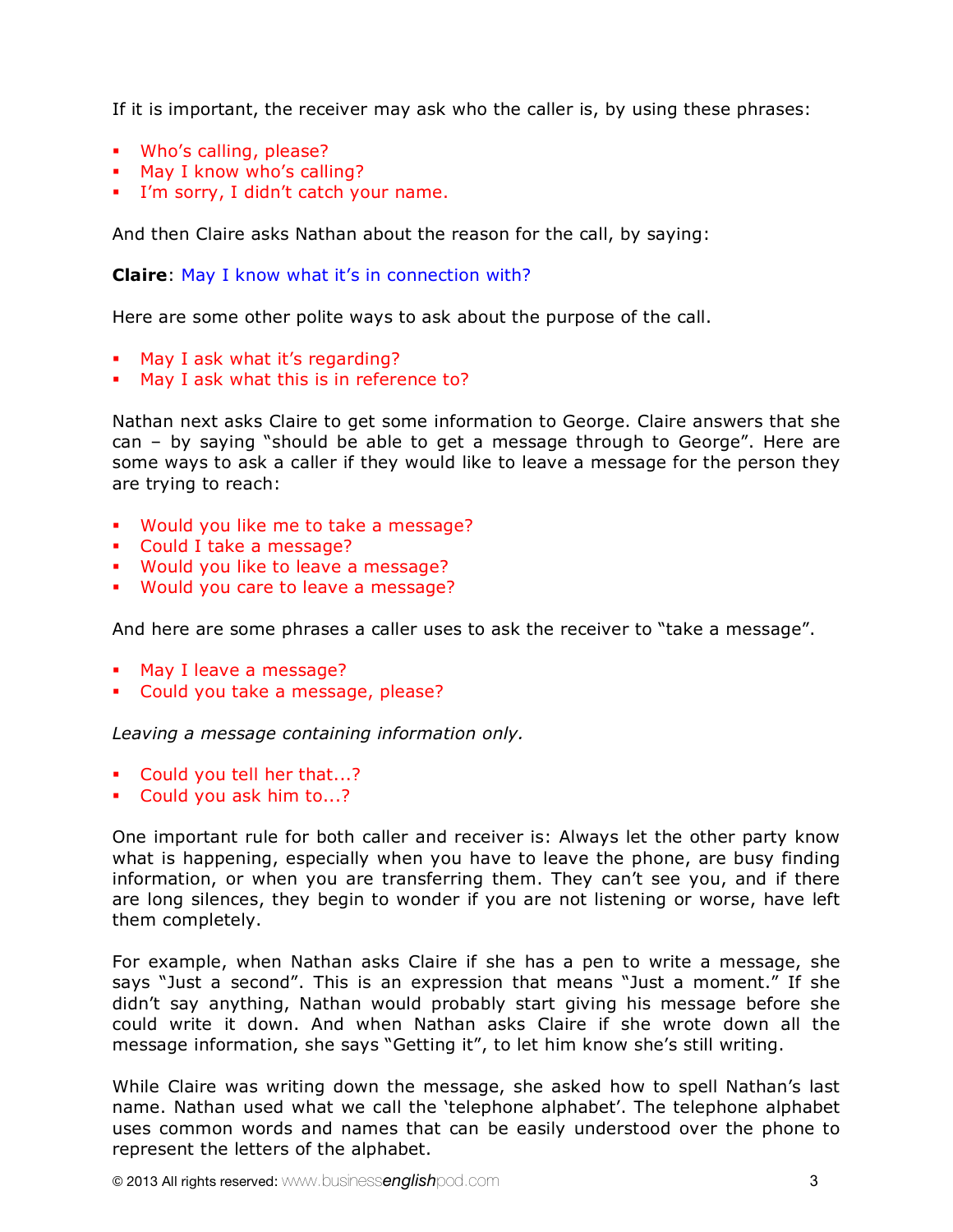If it is important, the receiver may ask who the caller is, by using these phrases:

- Who's calling, please?
- May I know who's calling?
- I'm sorry, I didn't catch your name.

And then Claire asks Nathan about the reason for the call, by saying:

**Claire**: May I know what it's in connection with?

Here are some other polite ways to ask about the purpose of the call.

- May I ask what it's regarding?
- May I ask what this is in reference to?

Nathan next asks Claire to get some information to George. Claire answers that she can – by saying "should be able to get a message through to George". Here are some ways to ask a caller if they would like to leave a message for the person they are trying to reach:

- Would you like me to take a message?
- Could I take a message?
- Would you like to leave a message?
- Would you care to leave a message?

And here are some phrases a caller uses to ask the receiver to "take a message".

- May I leave a message?
- Could you take a message, please?

*Leaving a message containing information only.*

- Could you tell her that...?
- Could you ask him to...?

One important rule for both caller and receiver is: Always let the other party know what is happening, especially when you have to leave the phone, are busy finding information, or when you are transferring them. They can't see you, and if there are long silences, they begin to wonder if you are not listening or worse, have left them completely.

For example, when Nathan asks Claire if she has a pen to write a message, she says "Just a second". This is an expression that means "Just a moment." If she didn't say anything, Nathan would probably start giving his message before she could write it down. And when Nathan asks Claire if she wrote down all the message information, she says "Getting it", to let him know she's still writing.

While Claire was writing down the message, she asked how to spell Nathan's last name. Nathan used what we call the 'telephone alphabet'. The telephone alphabet uses common words and names that can be easily understood over the phone to represent the letters of the alphabet.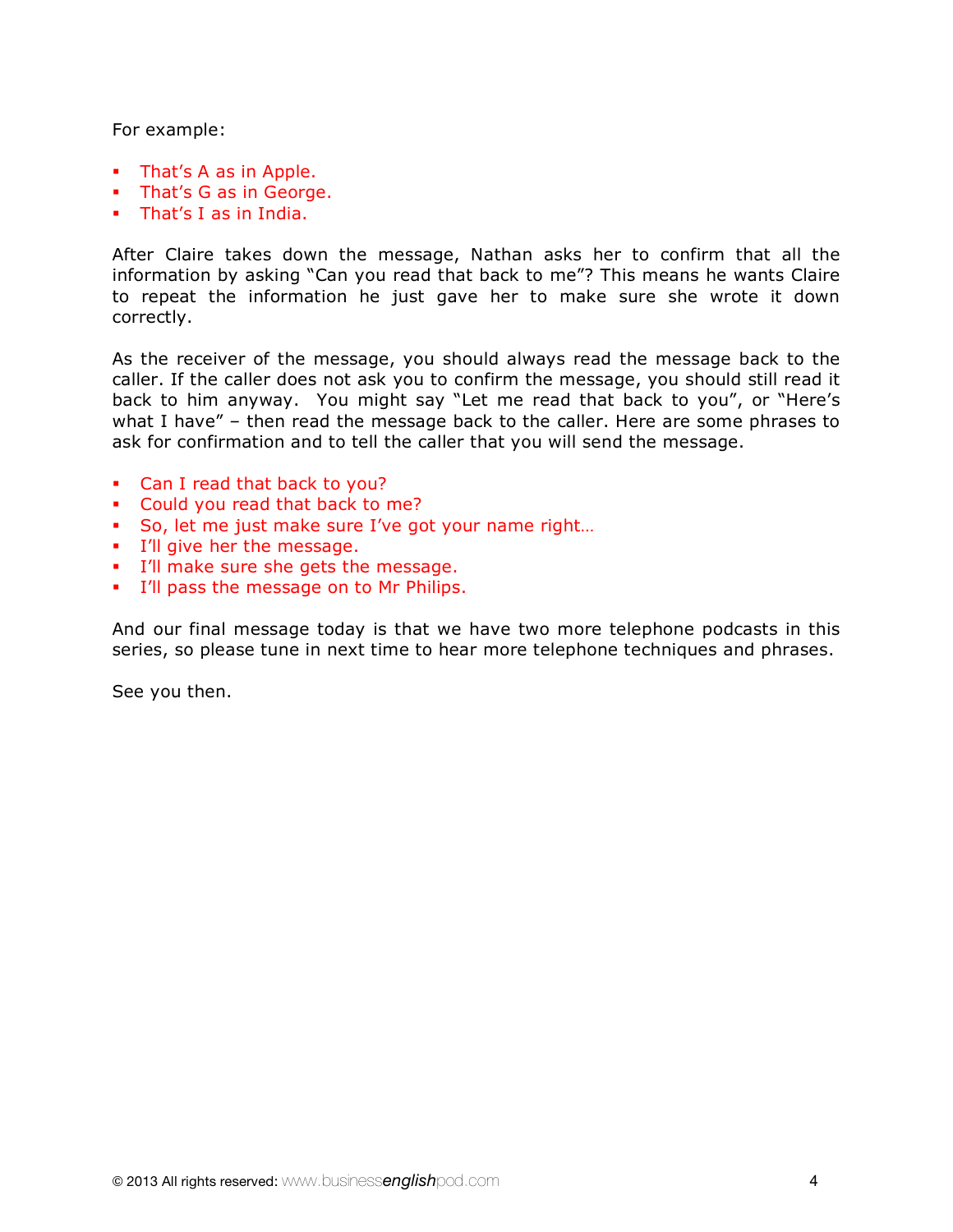For example:

- That's A as in Apple.
- That's G as in George.
- That's I as in India.

After Claire takes down the message, Nathan asks her to confirm that all the information by asking "Can you read that back to me"? This means he wants Claire to repeat the information he just gave her to make sure she wrote it down correctly.

As the receiver of the message, you should always read the message back to the caller. If the caller does not ask you to confirm the message, you should still read it back to him anyway.  You might say "Let me read that back to you", or "Here's what I have" – then read the message back to the caller. Here are some phrases to ask for confirmation and to tell the caller that you will send the message.

- Can I read that back to you?
- Could you read that back to me?
- So, let me just make sure I've got your name right…
- I'll give her the message.
- I'll make sure she gets the message.
- I'll pass the message on to Mr Philips.

And our final message today is that we have two more telephone podcasts in this series, so please tune in next time to hear more telephone techniques and phrases.

See you then.

© 2013 All rights reserved: www.businessenglishpod.com